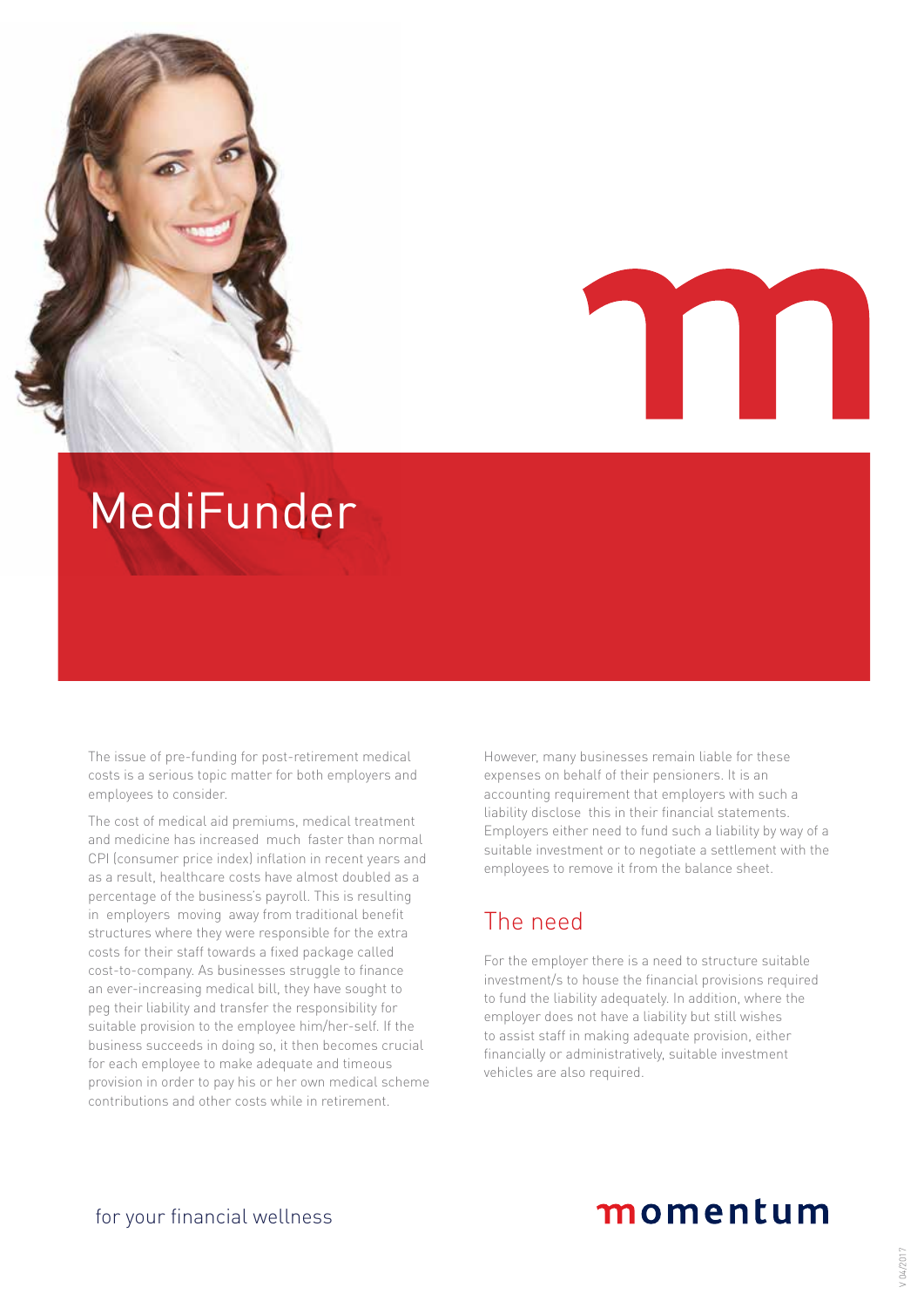# MediFunder

The issue of pre-funding for post-retirement medical costs is a serious topic matter for both employers and employees to consider.

The cost of medical aid premiums, medical treatment and medicine has increased much faster than normal CPI (consumer price index) inflation in recent years and as a result, healthcare costs have almost doubled as a percentage of the business's payroll. This is resulting in employers moving away from traditional benefit structures where they were responsible for the extra costs for their staff towards a fixed package called cost-to-company. As businesses struggle to finance an ever-increasing medical bill, they have sought to peg their liability and transfer the responsibility for suitable provision to the employee him/her-self. If the business succeeds in doing so, it then becomes crucial for each employee to make adequate and timeous provision in order to pay his or her own medical scheme contributions and other costs while in retirement.

However, many businesses remain liable for these expenses on behalf of their pensioners. It is an accounting requirement that employers with such a liability disclose this in their financial statements. Employers either need to fund such a liability by way of a suitable investment or to negotiate a settlement with the employees to remove it from the balance sheet.

## The need

For the employer there is a need to structure suitable investment/s to house the financial provisions required to fund the liability adequately. In addition, where the employer does not have a liability but still wishes to assist staff in making adequate provision, either financially or administratively, suitable investment vehicles are also required.

for your financial wellness

momentum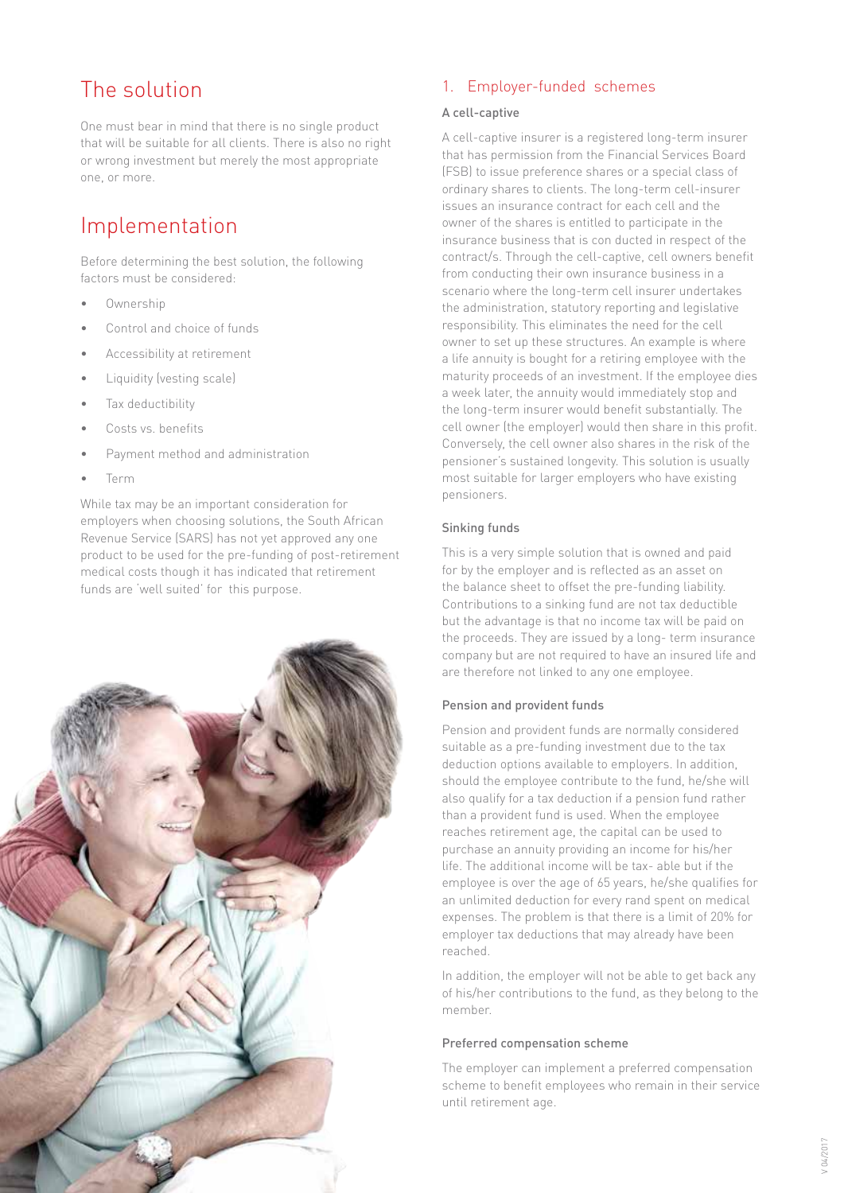# The solution

One must bear in mind that there is no single product that will be suitable for all clients. There is also no right or wrong investment but merely the most appropriate one, or more.

# Implementation

Before determining the best solution, the following factors must be considered:

- Ownership
- Control and choice of funds
- Accessibility at retirement
- Liquidity (vesting scale)
- Tax deductibility
- Costs vs. benefits
- Payment method and administration
- Term

While tax may be an important consideration for employers when choosing solutions, the South African Revenue Service (SARS) has not yet approved any one product to be used for the pre-funding of post-retirement medical costs though it has indicated that retirement funds are 'well suited' for this purpose.

## 1. Employer-funded schemes

### A cell-captive

A cell-captive insurer is a registered long-term insurer that has permission from the Financial Services Board (FSB) to issue preference shares or a special class of ordinary shares to clients. The long-term cell-insurer issues an insurance contract for each cell and the owner of the shares is entitled to participate in the insurance business that is con ducted in respect of the contract/s. Through the cell-captive, cell owners benefit from conducting their own insurance business in a scenario where the long-term cell insurer undertakes the administration, statutory reporting and legislative responsibility. This eliminates the need for the cell owner to set up these structures. An example is where a life annuity is bought for a retiring employee with the maturity proceeds of an investment. If the employee dies a week later, the annuity would immediately stop and the long-term insurer would benefit substantially. The cell owner (the employer) would then share in this profit. Conversely, the cell owner also shares in the risk of the pensioner's sustained longevity. This solution is usually most suitable for larger employers who have existing pensioners.

### Sinking funds

This is a very simple solution that is owned and paid for by the employer and is reflected as an asset on the balance sheet to offset the pre-funding liability. Contributions to a sinking fund are not tax deductible but the advantage is that no income tax will be paid on the proceeds. They are issued by a long- term insurance company but are not required to have an insured life and are therefore not linked to any one employee.

### Pension and provident funds

Pension and provident funds are normally considered suitable as a pre-funding investment due to the tax deduction options available to employers. In addition, should the employee contribute to the fund, he/she will also qualify for a tax deduction if a pension fund rather than a provident fund is used. When the employee reaches retirement age, the capital can be used to purchase an annuity providing an income for his/her life. The additional income will be tax- able but if the employee is over the age of 65 years, he/she qualifies for an unlimited deduction for every rand spent on medical expenses. The problem is that there is a limit of 20% for employer tax deductions that may already have been reached.

In addition, the employer will not be able to get back any of his/her contributions to the fund, as they belong to the member.

### Preferred compensation scheme

The employer can implement a preferred compensation scheme to benefit employees who remain in their service until retirement age.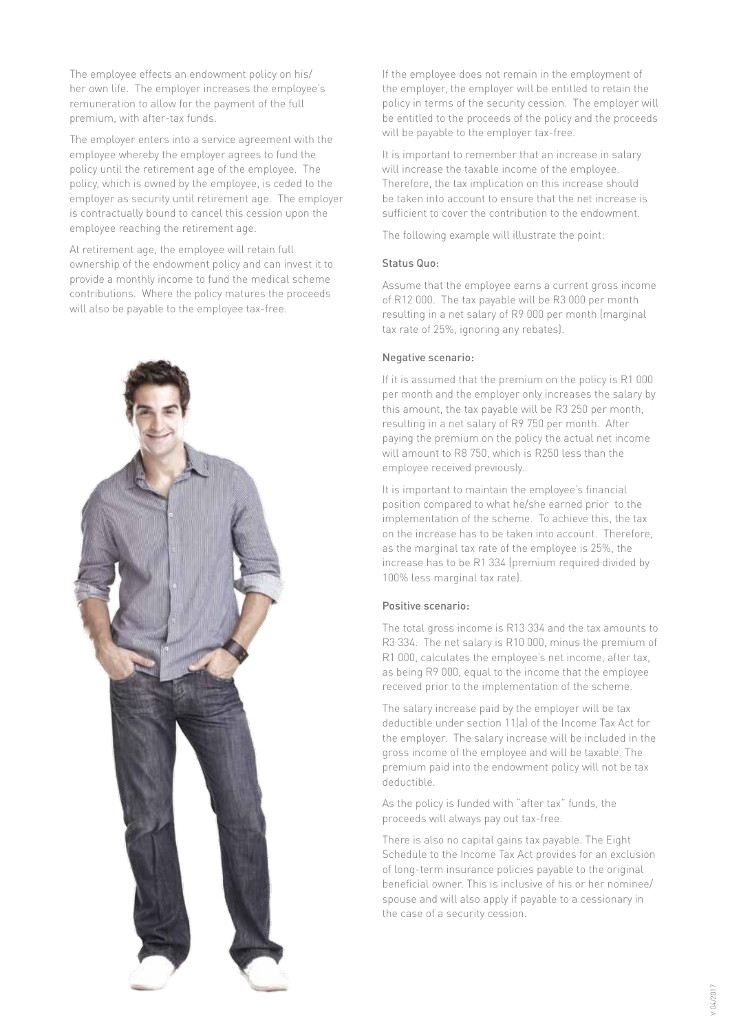The employee effects an endowment policy on his/her own life. The employer increases the employee's remuneration to allow for the payment of the full premium, with after-tax funds.

The employer enters into a service agreement with the employee whereby the employer agrees to fund the policy until the retirement age of the employee. The policy, which is owned by the employee, is ceded to the employer as security until retirement age. The employer is contractually bound to cancel this cession upon the employee reaching the retirement age.

At retirement age, the employee will retain full ownership of the endowment policy and can invest it to provide a monthly income to fund the medical scheme contributions. Where the policy matures the proceeds will also be payable to the employee tax-free.

If the employee does not remain in the employment of the employer, the employer will be entitled to retain the policy in terms of the security cession. The employer will be entitled to the proceeds of the policy and the proceeds will be payable to the employer tax-free.

It is important to remember that an increase in salary will increase the taxable income of the employee. Therefore, the tax implication on this increase should be taken into account to ensure that the net increase is sufficient to cover the contribution to the endowment.

The following example will illustrate the point:

### Status Quo:

Assume that the employee earns a current gross income of R12 000. The tax payable will be R3 000 per month resulting in a net salary of R9 000 per month (marginal tax rate of 25%, ignoring any rebates).

### Negative scenario:

If it is assumed that the premium on the policy is R1 000 per month and the employer only increases the salary by this amount, the tax payable will be R3 250 per month, resulting in a net salary of R9 750 per month. After paying the premium on the policy the actual net income will amount to R8 750, which is R250 less than the employee received previously..

It is important to maintain the employee's financial position compared to what he/she earned prior to the implementation of the scheme. To achieve this, the tax on the increase has to be taken into account. Therefore, as the marginal tax rate of the employee is 25%, the increase has to be R1 334 (premium required divided by 100% less marginal tax rate).

### Positive scenario:

The total gross income is R13 334 and the tax amounts to R3 334. The net salary is R10 000, minus the premium of R1 000, calculates the employee's net income, after tax, as being R9 000, equal to the income that the employee received prior to the implementation of the scheme.

The salary increase paid by the employer will be tax deductible under section 11(a) of the Income Tax Act for the employer. The salary increase will be included in the gross income of the employee and will be taxable. The premium paid into the endowment policy will not be tax deductible.

As the policy is funded with "after tax" funds, the proceeds will always pay out tax-free.

There is also no capital gains tax payable. The Eight Schedule to the Income Tax Act provides for an exclusion of long-term insurance policies payable to the original beneficial owner. This is inclusive of his or her nominee/spouse and will also apply if payable to a cessionary in the case of a security cession.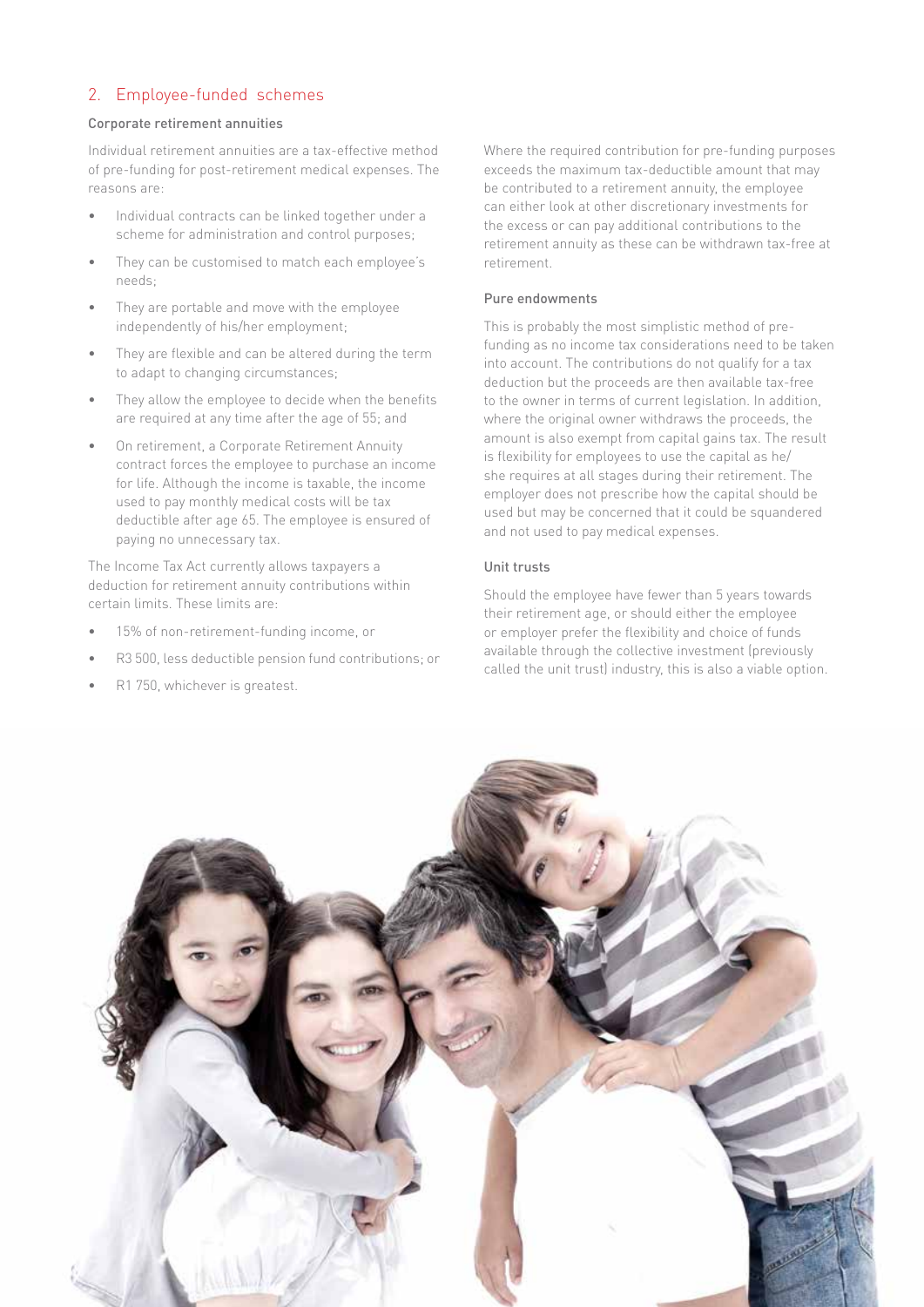## 2. Employee-funded schemes

### Corporate retirement annuities

Individual retirement annuities are a tax-effective method of pre-funding for post-retirement medical expenses. The reasons are:

- Individual contracts can be linked together under a scheme for administration and control purposes;
- They can be customised to match each employee's needs;
- They are portable and move with the employee independently of his/her employment;
- They are flexible and can be altered during the term to adapt to changing circumstances;
- They allow the employee to decide when the benefits are required at any time after the age of 55; and
- On retirement, a Corporate Retirement Annuity contract forces the employee to purchase an income for life. Although the income is taxable, the income used to pay monthly medical costs will be tax deductible after age 65. The employee is ensured of paying no unnecessary tax.

The Income Tax Act currently allows taxpayers a deduction for retirement annuity contributions within certain limits. These limits are:

- 15% of non-retirement-funding income, or
- R3 500, less deductible pension fund contributions; or
- R1 750, whichever is greatest.

Where the required contribution for pre-funding purposes exceeds the maximum tax-deductible amount that may be contributed to a retirement annuity, the employee can either look at other discretionary investments for the excess or can pay additional contributions to the retirement annuity as these can be withdrawn tax-free at retirement.

### Pure endowments

This is probably the most simplistic method of pre-funding as no income tax considerations need to be taken into account. The contributions do not qualify for a tax deduction but the proceeds are then available tax-free to the owner in terms of current legislation. In addition, where the original owner withdraws the proceeds, the amount is also exempt from capital gains tax. The result is flexibility for employees to use the capital as he/she requires at all stages during their retirement. The employer does not prescribe how the capital should be used but may be concerned that it could be squandered and not used to pay medical expenses.

### Unit trusts

Should the employee have fewer than 5 years towards their retirement age, or should either the employee or employer prefer the flexibility and choice of funds available through the collective investment (previously called the unit trust) industry, this is also a viable option.